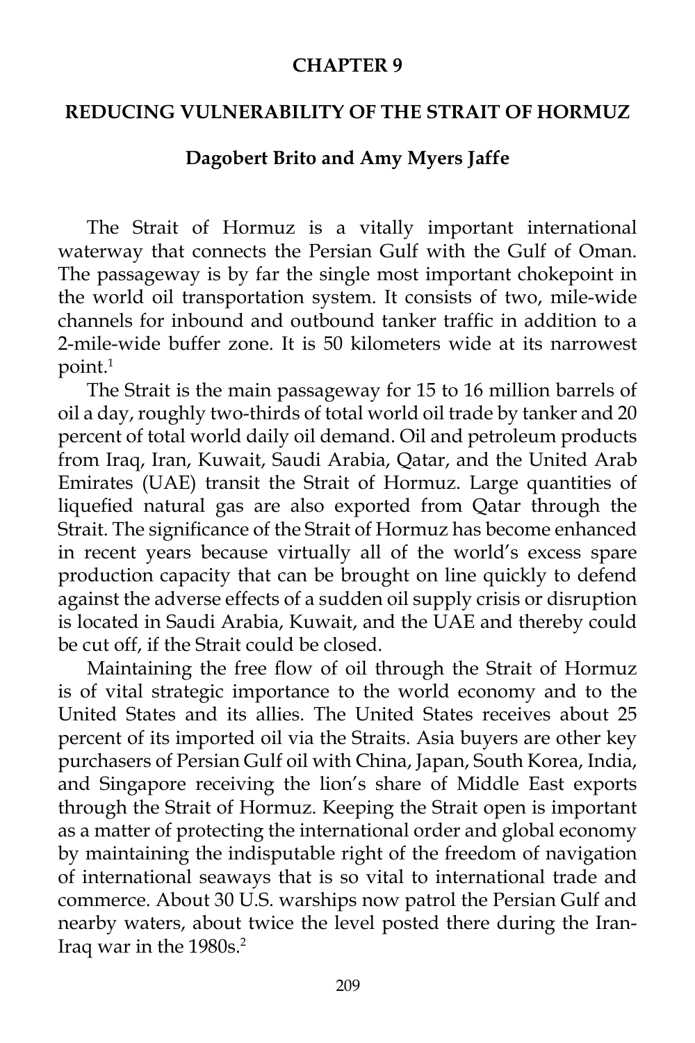# CHAPTER 9

## REDUCING VULNERABILITY OF THE STRAIT OF HORMUZ

**Dagobert Brito and Amy Myers Jaffe**

The Strait of Hormuz is a vitally important international waterway that connects the Persian Gulf with the Gulf of Oman. The passageway is by far the single most important chokepoint in the world oil transportation system. It consists of two, mile-wide channels for inbound and outbound tanker traffic in addition to a 2-mile-wide buffer zone. It is 50 kilometers wide at its narrowest point.[1]

The Strait is the main passageway for 15 to 16 million barrels of oil a day, roughly two-thirds of total world oil trade by tanker and 20 percent of total world daily oil demand. Oil and petroleum products from Iraq, Iran, Kuwait, Saudi Arabia, Qatar, and the United Arab Emirates (UAE) transit the Strait of Hormuz. Large quantities of liquefied natural gas are also exported from Qatar through the Strait. The significance of the Strait of Hormuz has become enhanced in recent years because virtually all of the world's excess spare production capacity that can be brought on line quickly to defend against the adverse effects of a sudden oil supply crisis or disruption is located in Saudi Arabia, Kuwait, and the UAE and thereby could be cut off, if the Strait could be closed.

Maintaining the free flow of oil through the Strait of Hormuz is of vital strategic importance to the world economy and to the United States and its allies. The United States receives about 25 percent of its imported oil via the Straits. Asia buyers are other key purchasers of Persian Gulf oil with China, Japan, South Korea, India, and Singapore receiving the lion's share of Middle East exports through the Strait of Hormuz. Keeping the Strait open is important as a matter of protecting the international order and global economy by maintaining the indisputable right of the freedom of navigation of international seaways that is so vital to international trade and commerce. About 30 U.S. warships now patrol the Persian Gulf and nearby waters, about twice the level posted there during the Iran-Iraq war in the 1980s.[2]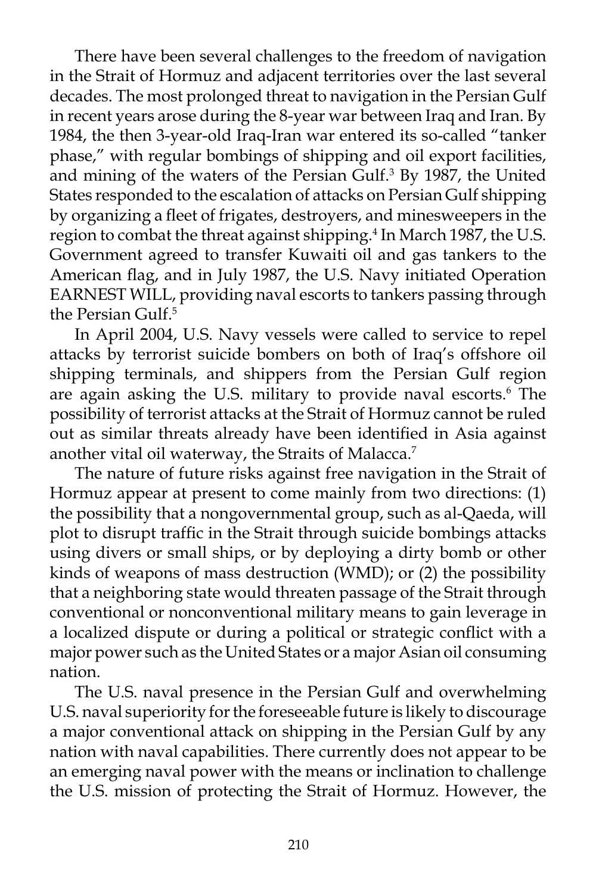There have been several challenges to the freedom of navigation in the Strait of Hormuz and adjacent territories over the last several decades. The most prolonged threat to navigation in the Persian Gulf in recent years arose during the 8-year war between Iraq and Iran. By 1984, the then 3-year-old Iraq-Iran war entered its so-called "tanker phase," with regular bombings of shipping and oil export facilities, and mining of the waters of the Persian Gulf.[3] By 1987, the United States responded to the escalation of attacks on Persian Gulf shipping by organizing a fleet of frigates, destroyers, and minesweepers in the region to combat the threat against shipping.[4] In March 1987, the U.S. Government agreed to transfer Kuwaiti oil and gas tankers to the American flag, and in July 1987, the U.S. Navy initiated Operation EARNEST WILL, providing naval escorts to tankers passing through the Persian Gulf.[5]

In April 2004, U.S. Navy vessels were called to service to repel attacks by terrorist suicide bombers on both of Iraq's offshore oil shipping terminals, and shippers from the Persian Gulf region are again asking the U.S. military to provide naval escorts.[6] The possibility of terrorist attacks at the Strait of Hormuz cannot be ruled out as similar threats already have been identified in Asia against another vital oil waterway, the Straits of Malacca.[7]

The nature of future risks against free navigation in the Strait of Hormuz appear at present to come mainly from two directions: (1) the possibility that a nongovernmental group, such as al-Qaeda, will plot to disrupt traffic in the Strait through suicide bombings attacks using divers or small ships, or by deploying a dirty bomb or other kinds of weapons of mass destruction (WMD); or (2) the possibility that a neighboring state would threaten passage of the Strait through conventional or nonconventional military means to gain leverage in a localized dispute or during a political or strategic conflict with a major power such as the United States or a major Asian oil consuming nation.

The U.S. naval presence in the Persian Gulf and overwhelming U.S. naval superiority for the foreseeable future is likely to discourage a major conventional attack on shipping in the Persian Gulf by any nation with naval capabilities. There currently does not appear to be an emerging naval power with the means or inclination to challenge the U.S. mission of protecting the Strait of Hormuz. However, the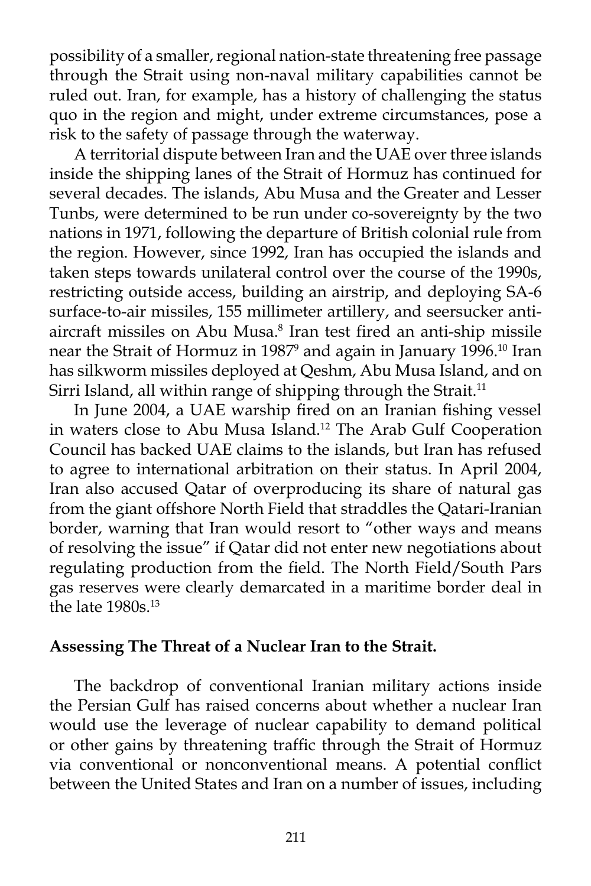possibility of a smaller, regional nation-state threatening free passage through the Strait using non-naval military capabilities cannot be ruled out. Iran, for example, has a history of challenging the status quo in the region and might, under extreme circumstances, pose a risk to the safety of passage through the waterway.

A territorial dispute between Iran and the UAE over three islands inside the shipping lanes of the Strait of Hormuz has continued for several decades. The islands, Abu Musa and the Greater and Lesser Tunbs, were determined to be run under co-sovereignty by the two nations in 1971, following the departure of British colonial rule from the region. However, since 1992, Iran has occupied the islands and taken steps towards unilateral control over the course of the 1990s, restricting outside access, building an airstrip, and deploying SA-6 surface-to-air missiles, 155 millimeter artillery, and seersucker anti-aircraft missiles on Abu Musa.[8] Iran test fired an anti-ship missile near the Strait of Hormuz in 1987[9] and again in January 1996.[10] Iran has silkworm missiles deployed at Qeshm, Abu Musa Island, and on Sirri Island, all within range of shipping through the Strait.[11]

In June 2004, a UAE warship fired on an Iranian fishing vessel in waters close to Abu Musa Island.[12] The Arab Gulf Cooperation Council has backed UAE claims to the islands, but Iran has refused to agree to international arbitration on their status. In April 2004, Iran also accused Qatar of overproducing its share of natural gas from the giant offshore North Field that straddles the Qatari-Iranian border, warning that Iran would resort to "other ways and means of resolving the issue" if Qatar did not enter new negotiations about regulating production from the field. The North Field/South Pars gas reserves were clearly demarcated in a maritime border deal in the late 1980s.[13]

**Assessing The Threat of a Nuclear Iran to the Strait.**

The backdrop of conventional Iranian military actions inside the Persian Gulf has raised concerns about whether a nuclear Iran would use the leverage of nuclear capability to demand political or other gains by threatening traffic through the Strait of Hormuz via conventional or nonconventional means. A potential conflict between the United States and Iran on a number of issues, including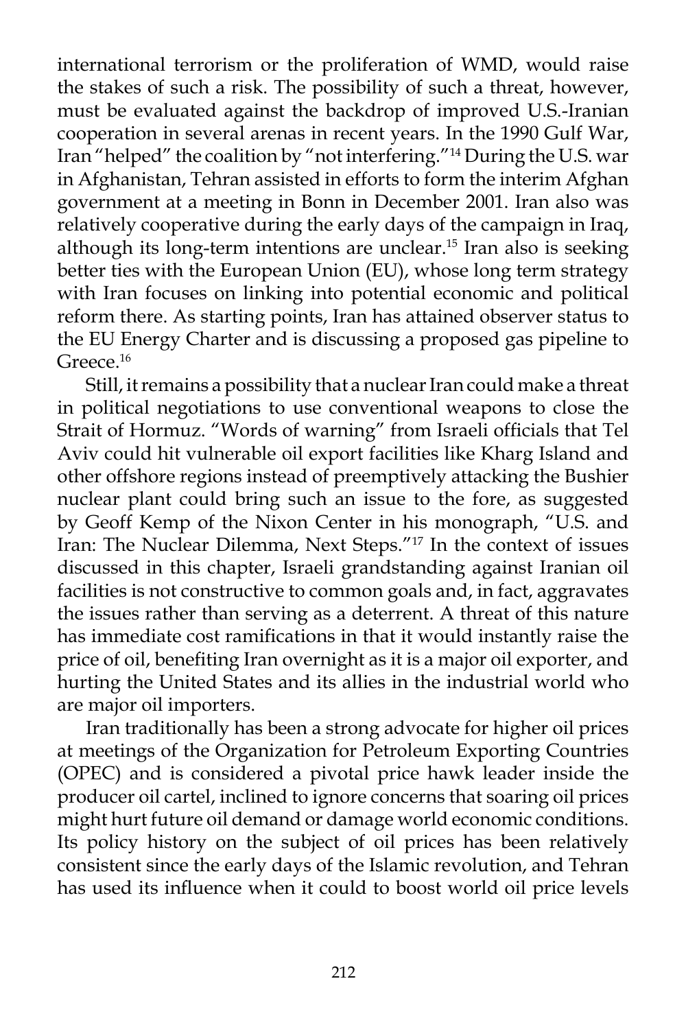international terrorism or the proliferation of WMD, would raise the stakes of such a risk. The possibility of such a threat, however, must be evaluated against the backdrop of improved U.S.-Iranian cooperation in several arenas in recent years. In the 1990 Gulf War, Iran "helped" the coalition by "not interfering."[14] During the U.S. war in Afghanistan, Tehran assisted in efforts to form the interim Afghan government at a meeting in Bonn in December 2001. Iran also was relatively cooperative during the early days of the campaign in Iraq, although its long-term intentions are unclear.[15] Iran also is seeking better ties with the European Union (EU), whose long term strategy with Iran focuses on linking into potential economic and political reform there. As starting points, Iran has attained observer status to the EU Energy Charter and is discussing a proposed gas pipeline to Greece.[16]

Still, it remains a possibility that a nuclear Iran could make a threat in political negotiations to use conventional weapons to close the Strait of Hormuz. "Words of warning" from Israeli officials that Tel Aviv could hit vulnerable oil export facilities like Kharg Island and other offshore regions instead of preemptively attacking the Bushier nuclear plant could bring such an issue to the fore, as suggested by Geoff Kemp of the Nixon Center in his monograph, "U.S. and Iran: The Nuclear Dilemma, Next Steps."[17] In the context of issues discussed in this chapter, Israeli grandstanding against Iranian oil facilities is not constructive to common goals and, in fact, aggravates the issues rather than serving as a deterrent. A threat of this nature has immediate cost ramifications in that it would instantly raise the price of oil, benefiting Iran overnight as it is a major oil exporter, and hurting the United States and its allies in the industrial world who are major oil importers.

Iran traditionally has been a strong advocate for higher oil prices at meetings of the Organization for Petroleum Exporting Countries (OPEC) and is considered a pivotal price hawk leader inside the producer oil cartel, inclined to ignore concerns that soaring oil prices might hurt future oil demand or damage world economic conditions. Its policy history on the subject of oil prices has been relatively consistent since the early days of the Islamic revolution, and Tehran has used its influence when it could to boost world oil price levels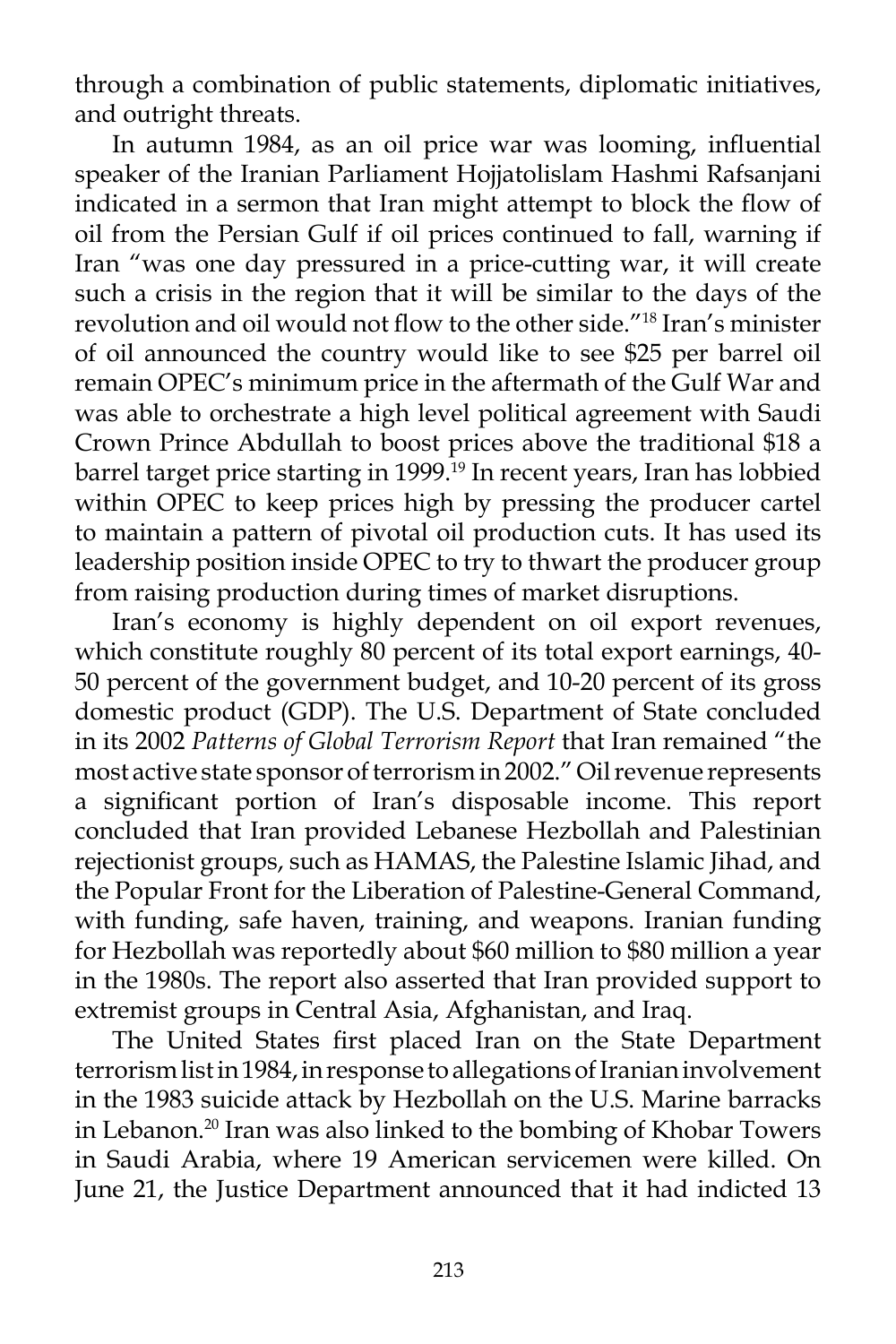through a combination of public statements, diplomatic initiatives, and outright threats.

In autumn 1984, as an oil price war was looming, influential speaker of the Iranian Parliament Hojjatolislam Hashmi Rafsanjani indicated in a sermon that Iran might attempt to block the flow of oil from the Persian Gulf if oil prices continued to fall, warning if Iran "was one day pressured in a price-cutting war, it will create such a crisis in the region that it will be similar to the days of the revolution and oil would not flow to the other side."[18] Iran's minister of oil announced the country would like to see $25 per barrel oil remain OPEC's minimum price in the aftermath of the Gulf War and was able to orchestrate a high level political agreement with Saudi Crown Prince Abdullah to boost prices above the traditional $18 a barrel target price starting in 1999.[19] In recent years, Iran has lobbied within OPEC to keep prices high by pressing the producer cartel to maintain a pattern of pivotal oil production cuts. It has used its leadership position inside OPEC to try to thwart the producer group from raising production during times of market disruptions.

Iran's economy is highly dependent on oil export revenues, which constitute roughly 80 percent of its total export earnings, 40-50 percent of the government budget, and 10-20 percent of its gross domestic product (GDP). The U.S. Department of State concluded in its 2002 *Patterns of Global Terrorism Report* that Iran remained "the most active state sponsor of terrorism in 2002." Oil revenue represents a significant portion of Iran's disposable income. This report concluded that Iran provided Lebanese Hezbollah and Palestinian rejectionist groups, such as HAMAS, the Palestine Islamic Jihad, and the Popular Front for the Liberation of Palestine-General Command, with funding, safe haven, training, and weapons. Iranian funding for Hezbollah was reportedly about $60 million to $80 million a year in the 1980s. The report also asserted that Iran provided support to extremist groups in Central Asia, Afghanistan, and Iraq.

The United States first placed Iran on the State Department terrorism list in 1984, in response to allegations of Iranian involvement in the 1983 suicide attack by Hezbollah on the U.S. Marine barracks in Lebanon.[20] Iran was also linked to the bombing of Khobar Towers in Saudi Arabia, where 19 American servicemen were killed. On June 21, the Justice Department announced that it had indicted 13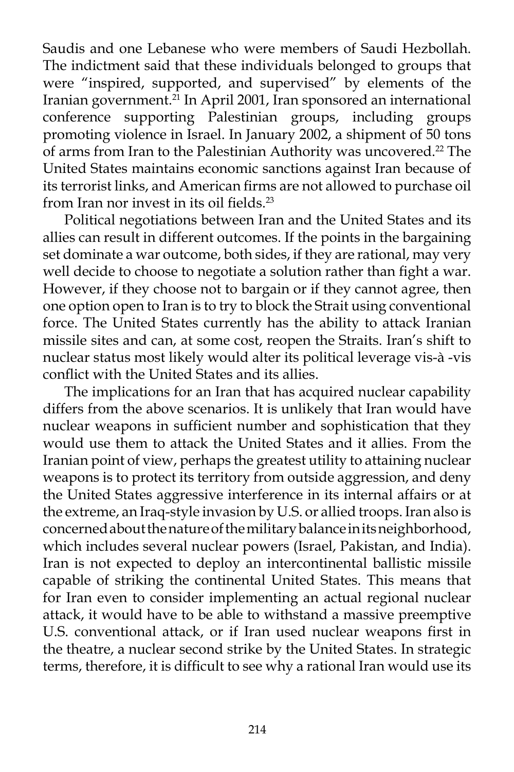Saudis and one Lebanese who were members of Saudi Hezbollah. The indictment said that these individuals belonged to groups that were "inspired, supported, and supervised" by elements of the Iranian government.[21] In April 2001, Iran sponsored an international conference supporting Palestinian groups, including groups promoting violence in Israel. In January 2002, a shipment of 50 tons of arms from Iran to the Palestinian Authority was uncovered.[22] The United States maintains economic sanctions against Iran because of its terrorist links, and American firms are not allowed to purchase oil from Iran nor invest in its oil fields.[23]

Political negotiations between Iran and the United States and its allies can result in different outcomes. If the points in the bargaining set dominate a war outcome, both sides, if they are rational, may very well decide to choose to negotiate a solution rather than fight a war. However, if they choose not to bargain or if they cannot agree, then one option open to Iran is to try to block the Strait using conventional force. The United States currently has the ability to attack Iranian missile sites and can, at some cost, reopen the Straits. Iran's shift to nuclear status most likely would alter its political leverage vis-à -vis conflict with the United States and its allies.

The implications for an Iran that has acquired nuclear capability differs from the above scenarios. It is unlikely that Iran would have nuclear weapons in sufficient number and sophistication that they would use them to attack the United States and it allies. From the Iranian point of view, perhaps the greatest utility to attaining nuclear weapons is to protect its territory from outside aggression, and deny the United States aggressive interference in its internal affairs or at the extreme, an Iraq-style invasion by U.S. or allied troops. Iran also is concerned about the nature of the military balance in its neighborhood, which includes several nuclear powers (Israel, Pakistan, and India). Iran is not expected to deploy an intercontinental ballistic missile capable of striking the continental United States. This means that for Iran even to consider implementing an actual regional nuclear attack, it would have to be able to withstand a massive preemptive U.S. conventional attack, or if Iran used nuclear weapons first in the theatre, a nuclear second strike by the United States. In strategic terms, therefore, it is difficult to see why a rational Iran would use its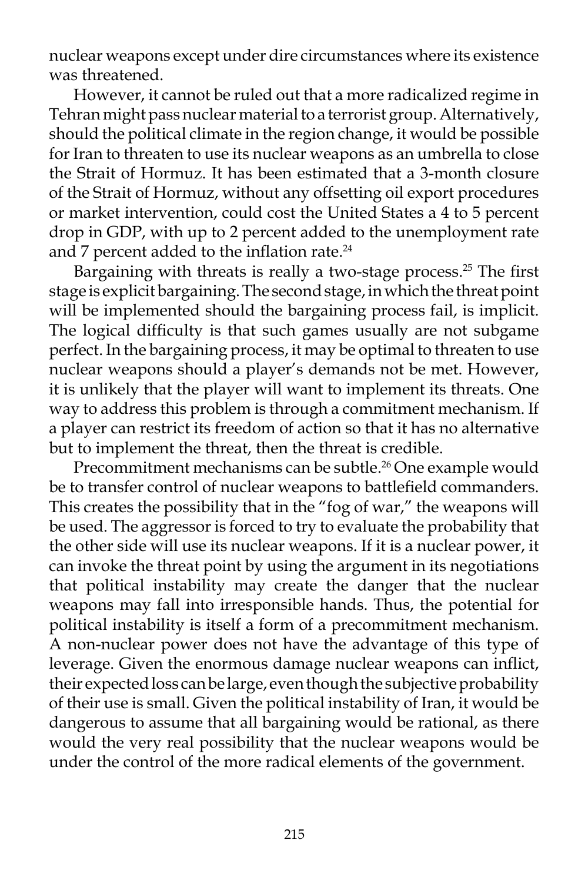nuclear weapons except under dire circumstances where its existence was threatened.

However, it cannot be ruled out that a more radicalized regime in Tehran might pass nuclear material to a terrorist group. Alternatively, should the political climate in the region change, it would be possible for Iran to threaten to use its nuclear weapons as an umbrella to close the Strait of Hormuz. It has been estimated that a 3-month closure of the Strait of Hormuz, without any offsetting oil export procedures or market intervention, could cost the United States a 4 to 5 percent drop in GDP, with up to 2 percent added to the unemployment rate and 7 percent added to the inflation rate.[24]

Bargaining with threats is really a two-stage process.[25] The first stage is explicit bargaining. The second stage, in which the threat point will be implemented should the bargaining process fail, is implicit. The logical difficulty is that such games usually are not subgame perfect. In the bargaining process, it may be optimal to threaten to use nuclear weapons should a player's demands not be met. However, it is unlikely that the player will want to implement its threats. One way to address this problem is through a commitment mechanism. If a player can restrict its freedom of action so that it has no alternative but to implement the threat, then the threat is credible.

Precommitment mechanisms can be subtle.[26] One example would be to transfer control of nuclear weapons to battlefield commanders. This creates the possibility that in the "fog of war," the weapons will be used. The aggressor is forced to try to evaluate the probability that the other side will use its nuclear weapons. If it is a nuclear power, it can invoke the threat point by using the argument in its negotiations that political instability may create the danger that the nuclear weapons may fall into irresponsible hands. Thus, the potential for political instability is itself a form of a precommitment mechanism. A non-nuclear power does not have the advantage of this type of leverage. Given the enormous damage nuclear weapons can inflict, their expected loss can be large, even though the subjective probability of their use is small. Given the political instability of Iran, it would be dangerous to assume that all bargaining would be rational, as there would the very real possibility that the nuclear weapons would be under the control of the more radical elements of the government.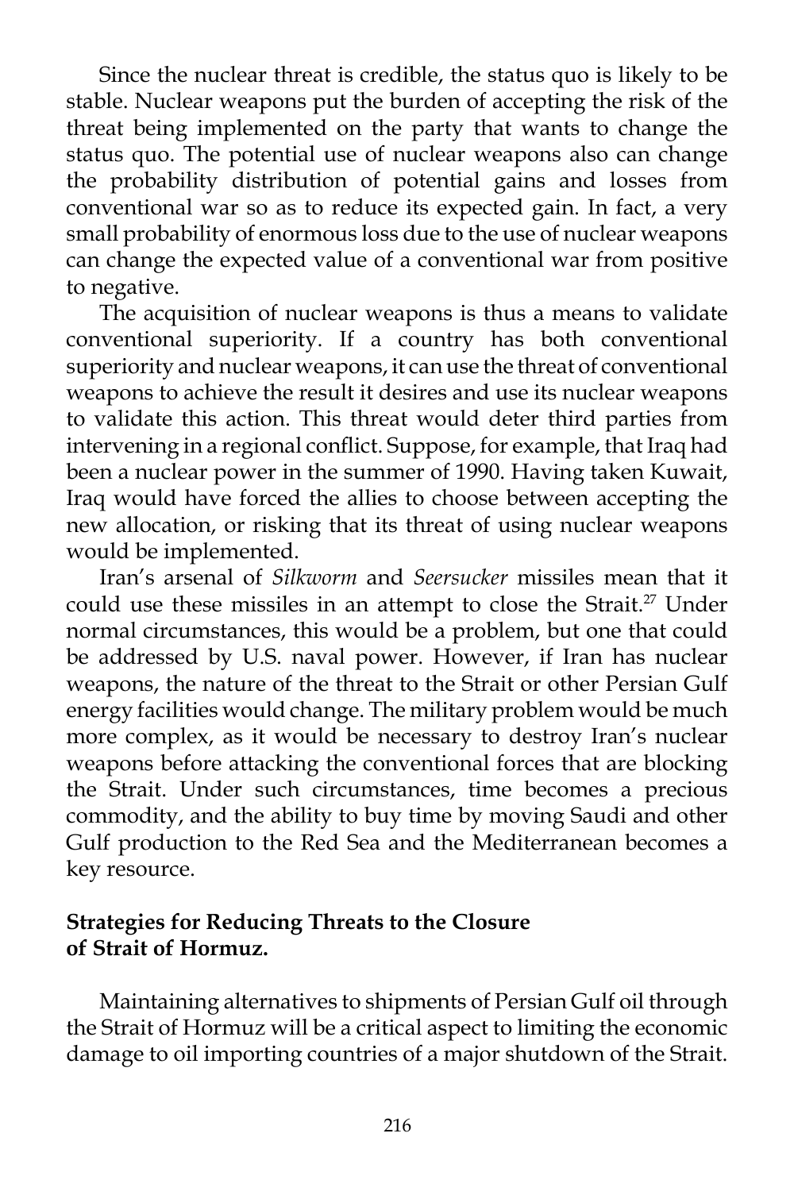Since the nuclear threat is credible, the status quo is likely to be stable. Nuclear weapons put the burden of accepting the risk of the threat being implemented on the party that wants to change the status quo. The potential use of nuclear weapons also can change the probability distribution of potential gains and losses from conventional war so as to reduce its expected gain. In fact, a very small probability of enormous loss due to the use of nuclear weapons can change the expected value of a conventional war from positive to negative.

The acquisition of nuclear weapons is thus a means to validate conventional superiority. If a country has both conventional superiority and nuclear weapons, it can use the threat of conventional weapons to achieve the result it desires and use its nuclear weapons to validate this action. This threat would deter third parties from intervening in a regional conflict. Suppose, for example, that Iraq had been a nuclear power in the summer of 1990. Having taken Kuwait, Iraq would have forced the allies to choose between accepting the new allocation, or risking that its threat of using nuclear weapons would be implemented.

Iran's arsenal of *Silkworm* and *Seersucker* missiles mean that it could use these missiles in an attempt to close the Strait.[27] Under normal circumstances, this would be a problem, but one that could be addressed by U.S. naval power. However, if Iran has nuclear weapons, the nature of the threat to the Strait or other Persian Gulf energy facilities would change. The military problem would be much more complex, as it would be necessary to destroy Iran's nuclear weapons before attacking the conventional forces that are blocking the Strait. Under such circumstances, time becomes a precious commodity, and the ability to buy time by moving Saudi and other Gulf production to the Red Sea and the Mediterranean becomes a key resource.

**Strategies for Reducing Threats to the Closure of Strait of Hormuz.**

Maintaining alternatives to shipments of Persian Gulf oil through the Strait of Hormuz will be a critical aspect to limiting the economic damage to oil importing countries of a major shutdown of the Strait.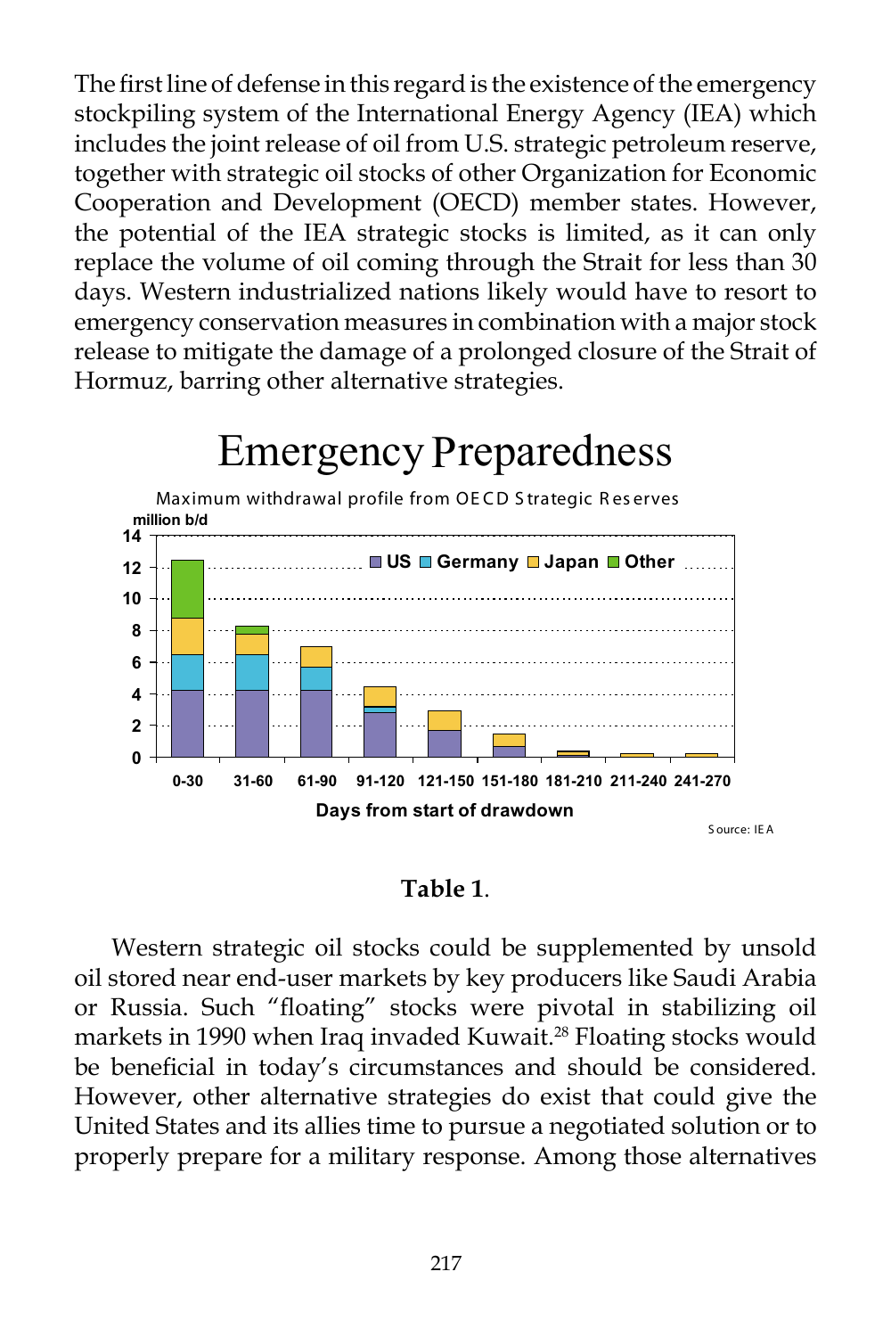The first line of defense in this regard is the existence of the emergency stockpiling system of the International Energy Agency (IEA) which includes the joint release of oil from U.S. strategic petroleum reserve, together with strategic oil stocks of other Organization for Economic Cooperation and Development (OECD) member states. However, the potential of the IEA strategic stocks is limited, as it can only replace the volume of oil coming through the Strait for less than 30 days. Western industrialized nations likely would have to resort to emergency conservation measures in combination with a major stock release to mitigate the damage of a prolonged closure of the Strait of Hormuz, barring other alternative strategies.

## Emergency Preparedness

Maximum withdrawal profile from OECD Strategic Reserves

million b/d

US | Germany | Japan | Other

Days from start of drawdown: 0-30, 31-60, 61-90, 91-120, 121-150, 151-180, 181-210, 211-240, 241-270

Source: IEA

**Table 1**.

Western strategic oil stocks could be supplemented by unsold oil stored near end-user markets by key producers like Saudi Arabia or Russia. Such "floating" stocks were pivotal in stabilizing oil markets in 1990 when Iraq invaded Kuwait.[28] Floating stocks would be beneficial in today's circumstances and should be considered. However, other alternative strategies do exist that could give the United States and its allies time to pursue a negotiated solution or to properly prepare for a military response. Among those alternatives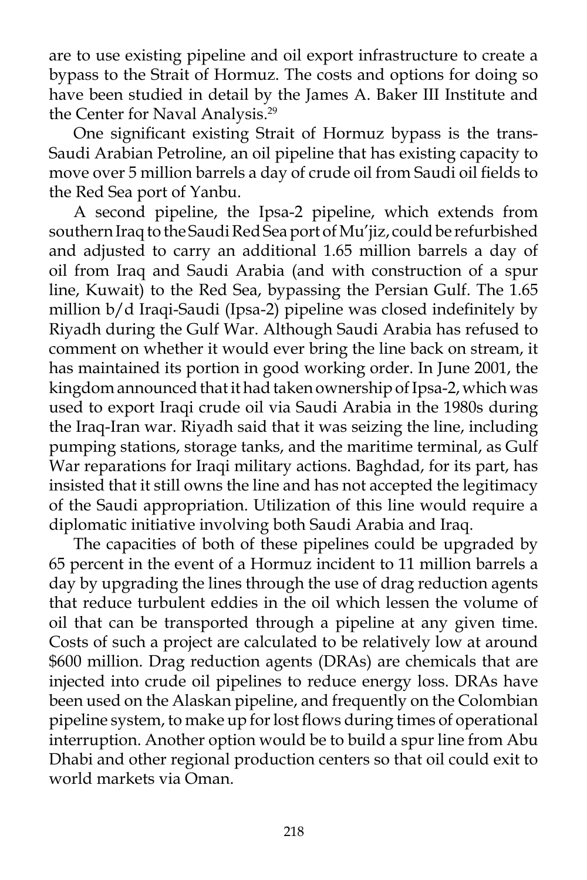are to use existing pipeline and oil export infrastructure to create a bypass to the Strait of Hormuz. The costs and options for doing so have been studied in detail by the James A. Baker III Institute and the Center for Naval Analysis.[29]

One significant existing Strait of Hormuz bypass is the trans-Saudi Arabian Petroline, an oil pipeline that has existing capacity to move over 5 million barrels a day of crude oil from Saudi oil fields to the Red Sea port of Yanbu.

A second pipeline, the Ipsa-2 pipeline, which extends from southern Iraq to the Saudi Red Sea port of Mu'jiz, could be refurbished and adjusted to carry an additional 1.65 million barrels a day of oil from Iraq and Saudi Arabia (and with construction of a spur line, Kuwait) to the Red Sea, bypassing the Persian Gulf. The 1.65 million b/d Iraqi-Saudi (Ipsa-2) pipeline was closed indefinitely by Riyadh during the Gulf War. Although Saudi Arabia has refused to comment on whether it would ever bring the line back on stream, it has maintained its portion in good working order. In June 2001, the kingdom announced that it had taken ownership of Ipsa-2, which was used to export Iraqi crude oil via Saudi Arabia in the 1980s during the Iraq-Iran war. Riyadh said that it was seizing the line, including pumping stations, storage tanks, and the maritime terminal, as Gulf War reparations for Iraqi military actions. Baghdad, for its part, has insisted that it still owns the line and has not accepted the legitimacy of the Saudi appropriation. Utilization of this line would require a diplomatic initiative involving both Saudi Arabia and Iraq.

The capacities of both of these pipelines could be upgraded by 65 percent in the event of a Hormuz incident to 11 million barrels a day by upgrading the lines through the use of drag reduction agents that reduce turbulent eddies in the oil which lessen the volume of oil that can be transported through a pipeline at any given time. Costs of such a project are calculated to be relatively low at around $600 million. Drag reduction agents (DRAs) are chemicals that are injected into crude oil pipelines to reduce energy loss. DRAs have been used on the Alaskan pipeline, and frequently on the Colombian pipeline system, to make up for lost flows during times of operational interruption. Another option would be to build a spur line from Abu Dhabi and other regional production centers so that oil could exit to world markets via Oman.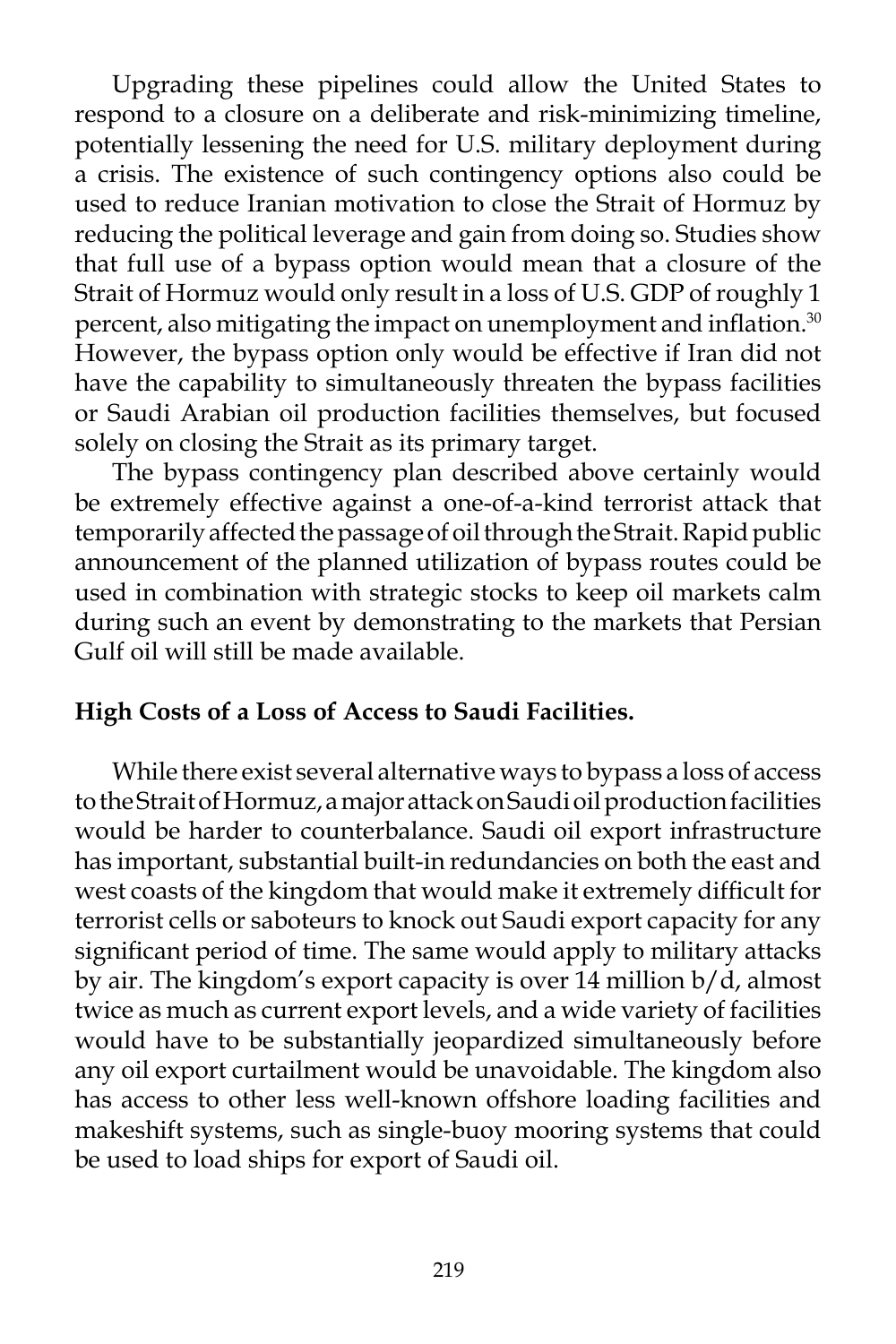Upgrading these pipelines could allow the United States to respond to a closure on a deliberate and risk-minimizing timeline, potentially lessening the need for U.S. military deployment during a crisis. The existence of such contingency options also could be used to reduce Iranian motivation to close the Strait of Hormuz by reducing the political leverage and gain from doing so. Studies show that full use of a bypass option would mean that a closure of the Strait of Hormuz would only result in a loss of U.S. GDP of roughly 1 percent, also mitigating the impact on unemployment and inflation.[30] However, the bypass option only would be effective if Iran did not have the capability to simultaneously threaten the bypass facilities or Saudi Arabian oil production facilities themselves, but focused solely on closing the Strait as its primary target.

The bypass contingency plan described above certainly would be extremely effective against a one-of-a-kind terrorist attack that temporarily affected the passage of oil through the Strait. Rapid public announcement of the planned utilization of bypass routes could be used in combination with strategic stocks to keep oil markets calm during such an event by demonstrating to the markets that Persian Gulf oil will still be made available.

**High Costs of a Loss of Access to Saudi Facilities.**

While there exist several alternative ways to bypass a loss of access to the Strait of Hormuz, a major attack on Saudi oil production facilities would be harder to counterbalance. Saudi oil export infrastructure has important, substantial built-in redundancies on both the east and west coasts of the kingdom that would make it extremely difficult for terrorist cells or saboteurs to knock out Saudi export capacity for any significant period of time. The same would apply to military attacks by air. The kingdom's export capacity is over 14 million b/d, almost twice as much as current export levels, and a wide variety of facilities would have to be substantially jeopardized simultaneously before any oil export curtailment would be unavoidable. The kingdom also has access to other less well-known offshore loading facilities and makeshift systems, such as single-buoy mooring systems that could be used to load ships for export of Saudi oil.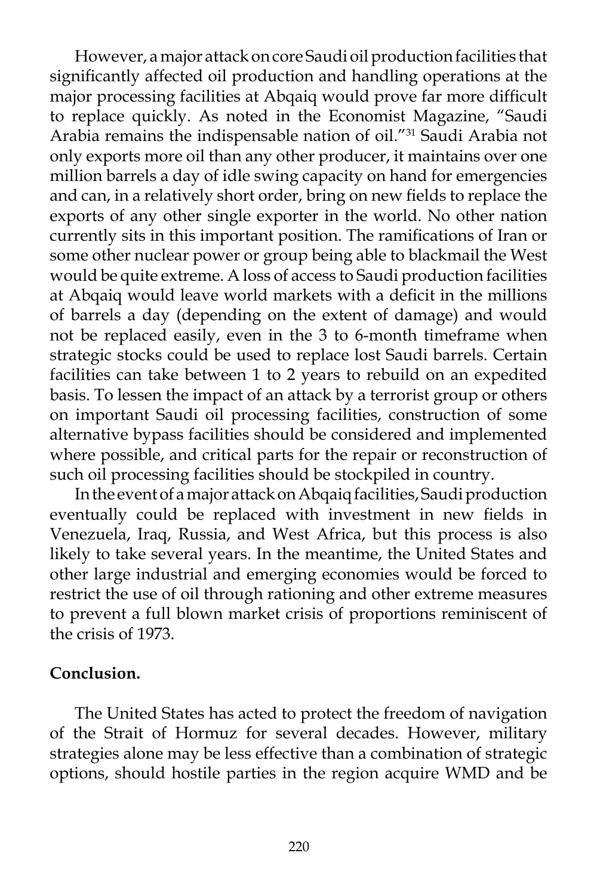However, a major attack on core Saudi oil production facilities that significantly affected oil production and handling operations at the major processing facilities at Abqaiq would prove far more difficult to replace quickly. As noted in the Economist Magazine, "Saudi Arabia remains the indispensable nation of oil."[31] Saudi Arabia not only exports more oil than any other producer, it maintains over one million barrels a day of idle swing capacity on hand for emergencies and can, in a relatively short order, bring on new fields to replace the exports of any other single exporter in the world. No other nation currently sits in this important position. The ramifications of Iran or some other nuclear power or group being able to blackmail the West would be quite extreme. A loss of access to Saudi production facilities at Abqaiq would leave world markets with a deficit in the millions of barrels a day (depending on the extent of damage) and would not be replaced easily, even in the 3 to 6-month timeframe when strategic stocks could be used to replace lost Saudi barrels. Certain facilities can take between 1 to 2 years to rebuild on an expedited basis. To lessen the impact of an attack by a terrorist group or others on important Saudi oil processing facilities, construction of some alternative bypass facilities should be considered and implemented where possible, and critical parts for the repair or reconstruction of such oil processing facilities should be stockpiled in country.

In the event of a major attack on Abqaiq facilities, Saudi production eventually could be replaced with investment in new fields in Venezuela, Iraq, Russia, and West Africa, but this process is also likely to take several years. In the meantime, the United States and other large industrial and emerging economies would be forced to restrict the use of oil through rationing and other extreme measures to prevent a full blown market crisis of proportions reminiscent of the crisis of 1973.

**Conclusion.**

The United States has acted to protect the freedom of navigation of the Strait of Hormuz for several decades. However, military strategies alone may be less effective than a combination of strategic options, should hostile parties in the region acquire WMD and be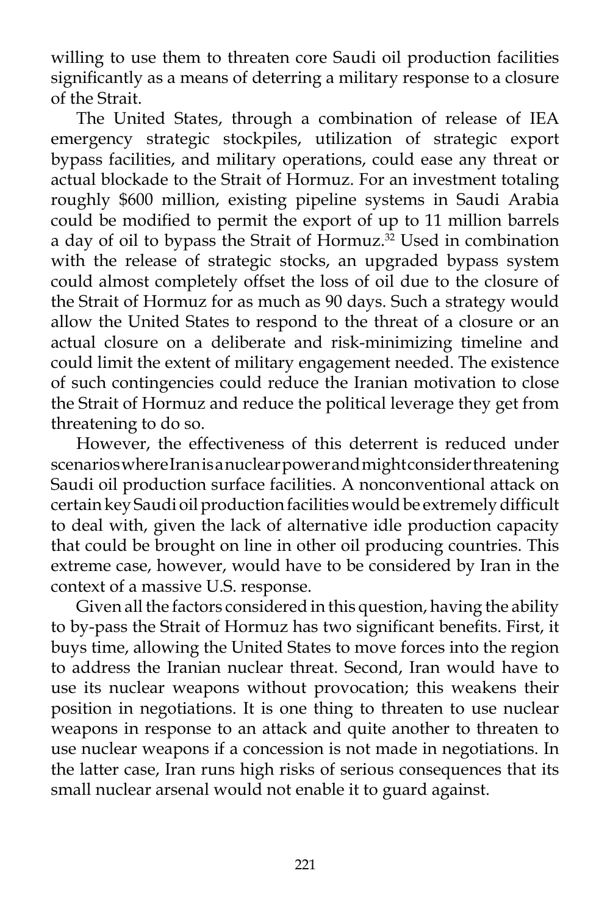willing to use them to threaten core Saudi oil production facilities significantly as a means of deterring a military response to a closure of the Strait.

The United States, through a combination of release of IEA emergency strategic stockpiles, utilization of strategic export bypass facilities, and military operations, could ease any threat or actual blockade to the Strait of Hormuz. For an investment totaling roughly $600 million, existing pipeline systems in Saudi Arabia could be modified to permit the export of up to 11 million barrels a day of oil to bypass the Strait of Hormuz.[32] Used in combination with the release of strategic stocks, an upgraded bypass system could almost completely offset the loss of oil due to the closure of the Strait of Hormuz for as much as 90 days. Such a strategy would allow the United States to respond to the threat of a closure or an actual closure on a deliberate and risk-minimizing timeline and could limit the extent of military engagement needed. The existence of such contingencies could reduce the Iranian motivation to close the Strait of Hormuz and reduce the political leverage they get from threatening to do so.

However, the effectiveness of this deterrent is reduced under scenarios where Iran is a nuclear power and might consider threatening Saudi oil production surface facilities. A nonconventional attack on certain key Saudi oil production facilities would be extremely difficult to deal with, given the lack of alternative idle production capacity that could be brought on line in other oil producing countries. This extreme case, however, would have to be considered by Iran in the context of a massive U.S. response.

Given all the factors considered in this question, having the ability to by-pass the Strait of Hormuz has two significant benefits. First, it buys time, allowing the United States to move forces into the region to address the Iranian nuclear threat. Second, Iran would have to use its nuclear weapons without provocation; this weakens their position in negotiations. It is one thing to threaten to use nuclear weapons in response to an attack and quite another to threaten to use nuclear weapons if a concession is not made in negotiations. In the latter case, Iran runs high risks of serious consequences that its small nuclear arsenal would not enable it to guard against.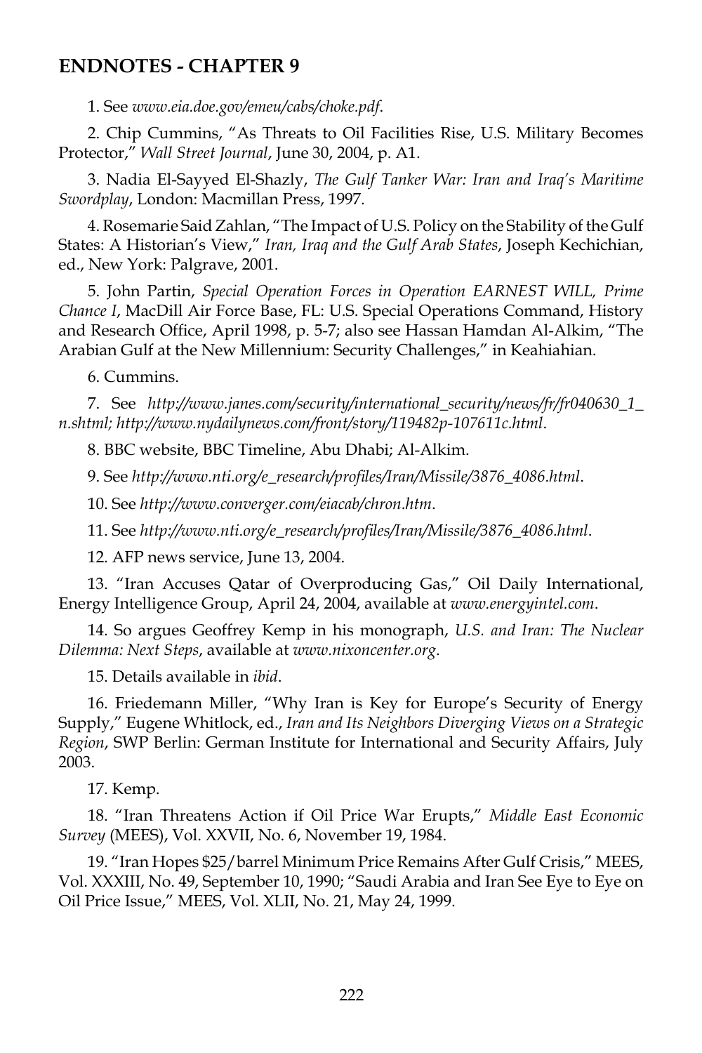## ENDNOTES - CHAPTER 9

1. See *www.eia.doe.gov/emeu/cabs/choke.pdf*.

2. Chip Cummins, "As Threats to Oil Facilities Rise, U.S. Military Becomes Protector," *Wall Street Journal*, June 30, 2004, p. A1.

3. Nadia El-Sayyed El-Shazly, *The Gulf Tanker War: Iran and Iraq's Maritime Swordplay*, London: Macmillan Press, 1997.

4. Rosemarie Said Zahlan, "The Impact of U.S. Policy on the Stability of the Gulf States: A Historian's View," *Iran, Iraq and the Gulf Arab States*, Joseph Kechichian, ed., New York: Palgrave, 2001.

5. John Partin, *Special Operation Forces in Operation EARNEST WILL, Prime Chance I*, MacDill Air Force Base, FL: U.S. Special Operations Command, History and Research Office, April 1998, p. 5-7; also see Hassan Hamdan Al-Alkim, "The Arabian Gulf at the New Millennium: Security Challenges," in Keahiahian.

6. Cummins.

7. See *http://www.janes.com/security/international_security/news/fr/fr040630_1_n.shtml; http://www.nydailynews.com/front/story/119482p-107611c.html*.

8. BBC website, BBC Timeline, Abu Dhabi; Al-Alkim.

9. See *http://www.nti.org/e_research/profiles/Iran/Missile/3876_4086.html*.

10. See *http://www.converger.com/eiacab/chron.htm*.

11. See *http://www.nti.org/e_research/profiles/Iran/Missile/3876_4086.html*.

12. AFP news service, June 13, 2004.

13. "Iran Accuses Qatar of Overproducing Gas," Oil Daily International, Energy Intelligence Group, April 24, 2004, available at *www.energyintel.com*.

14. So argues Geoffrey Kemp in his monograph, *U.S. and Iran: The Nuclear Dilemma: Next Steps*, available at *www.nixoncenter.org*.

15. Details available in *ibid*.

16. Friedemann Miller, "Why Iran is Key for Europe's Security of Energy Supply," Eugene Whitlock, ed., *Iran and Its Neighbors Diverging Views on a Strategic Region*, SWP Berlin: German Institute for International and Security Affairs, July 2003.

17. Kemp.

18. "Iran Threatens Action if Oil Price War Erupts," *Middle East Economic Survey* (MEES), Vol. XXVII, No. 6, November 19, 1984.

19. "Iran Hopes $25/barrel Minimum Price Remains After Gulf Crisis," MEES, Vol. XXXIII, No. 49, September 10, 1990; "Saudi Arabia and Iran See Eye to Eye on Oil Price Issue," MEES, Vol. XLII, No. 21, May 24, 1999.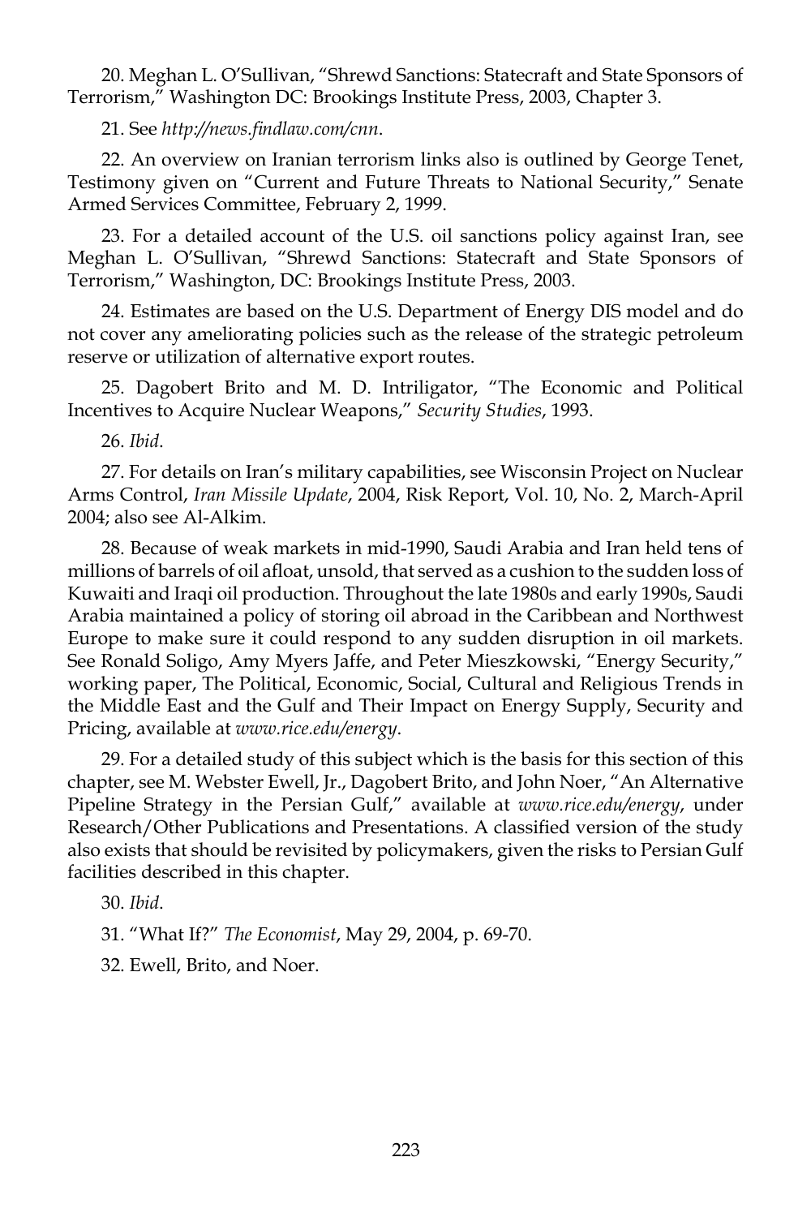20. Meghan L. O'Sullivan, "Shrewd Sanctions: Statecraft and State Sponsors of Terrorism," Washington DC: Brookings Institute Press, 2003, Chapter 3.

21. See *http://news.findlaw.com/cnn*.

22. An overview on Iranian terrorism links also is outlined by George Tenet, Testimony given on "Current and Future Threats to National Security," Senate Armed Services Committee, February 2, 1999.

23. For a detailed account of the U.S. oil sanctions policy against Iran, see Meghan L. O'Sullivan, "Shrewd Sanctions: Statecraft and State Sponsors of Terrorism," Washington, DC: Brookings Institute Press, 2003.

24. Estimates are based on the U.S. Department of Energy DIS model and do not cover any ameliorating policies such as the release of the strategic petroleum reserve or utilization of alternative export routes.

25. Dagobert Brito and M. D. Intriligator, "The Economic and Political Incentives to Acquire Nuclear Weapons," *Security Studies*, 1993.

26. *Ibid*.

27. For details on Iran's military capabilities, see Wisconsin Project on Nuclear Arms Control, *Iran Missile Update*, 2004, Risk Report, Vol. 10, No. 2, March-April 2004; also see Al-Alkim.

28. Because of weak markets in mid-1990, Saudi Arabia and Iran held tens of millions of barrels of oil afloat, unsold, that served as a cushion to the sudden loss of Kuwaiti and Iraqi oil production. Throughout the late 1980s and early 1990s, Saudi Arabia maintained a policy of storing oil abroad in the Caribbean and Northwest Europe to make sure it could respond to any sudden disruption in oil markets. See Ronald Soligo, Amy Myers Jaffe, and Peter Mieszkowski, "Energy Security," working paper, The Political, Economic, Social, Cultural and Religious Trends in the Middle East and the Gulf and Their Impact on Energy Supply, Security and Pricing, available at *www.rice.edu/energy*.

29. For a detailed study of this subject which is the basis for this section of this chapter, see M. Webster Ewell, Jr., Dagobert Brito, and John Noer, "An Alternative Pipeline Strategy in the Persian Gulf," available at *www.rice.edu/energy*, under Research/Other Publications and Presentations. A classified version of the study also exists that should be revisited by policymakers, given the risks to Persian Gulf facilities described in this chapter.

30. *Ibid*.

31. "What If?" *The Economist*, May 29, 2004, p. 69-70.

32. Ewell, Brito, and Noer.